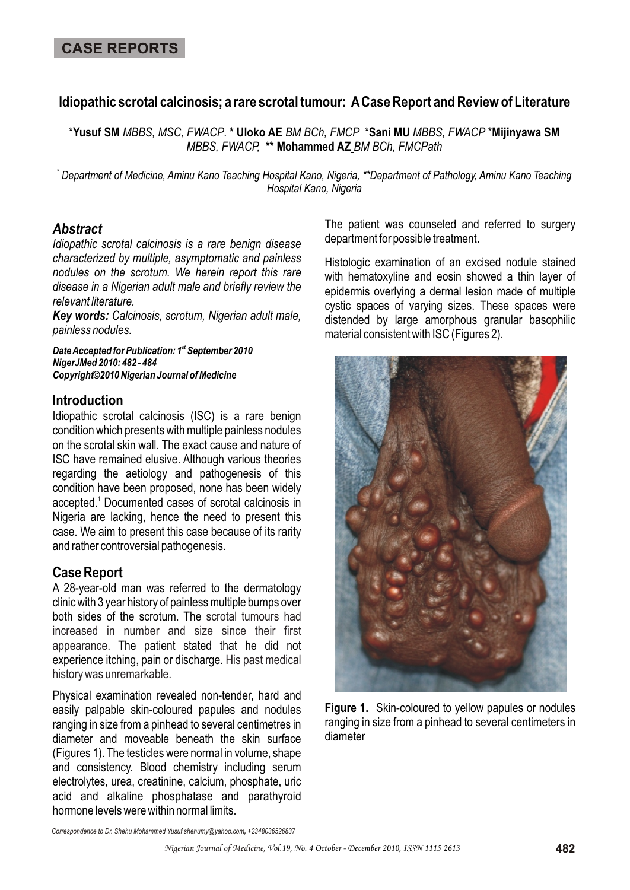**CASE REPORTS**

# Idiopathic scrotal calcinosis; a rare scrotal tumour: A Case Report and Review of Literature

*Yusuf SM *MBBS, MSC, FWACP*. * Uloko AE *BM BCh, FMCP* *Sani MU *MBBS, FWACP* *Mijinyawa SM *MBBS, FWACP*, ** Mohammed AZ *BM BCh, FMCPath*

[*] *Department of Medicine, Aminu Kano Teaching Hospital Kano, Nigeria, **Department of Pathology, Aminu Kano Teaching Hospital Kano, Nigeria*

## Abstract

*Idiopathic scrotal calcinosis is a rare benign disease characterized by multiple, asymptomatic and painless nodules on the scrotum. We herein report this rare disease in a Nigerian adult male and briefly review the relevant literature.*

***Key words:*** *Calcinosis, scrotum, Nigerian adult male, painless nodules.*

***Date Accepted for Publication: 1st September 2010***
***NigerJMed 2010: 482 - 484***
***Copyright©2010 Nigerian Journal of Medicine***

## Introduction

Idiopathic scrotal calcinosis (ISC) is a rare benign condition which presents with multiple painless nodules on the scrotal skin wall. The exact cause and nature of ISC have remained elusive. Although various theories regarding the aetiology and pathogenesis of this condition have been proposed, none has been widely accepted.[1] Documented cases of scrotal calcinosis in Nigeria are lacking, hence the need to present this case. We aim to present this case because of its rarity and rather controversial pathogenesis.

## Case Report

A 28-year-old man was referred to the dermatology clinic with 3 year history of painless multiple bumps over both sides of the scrotum. The scrotal tumours had increased in number and size since their first appearance. The patient stated that he did not experience itching, pain or discharge. His past medical history was unremarkable.

Physical examination revealed non-tender, hard and easily palpable skin-coloured papules and nodules ranging in size from a pinhead to several centimetres in diameter and moveable beneath the skin surface (Figures 1). The testicles were normal in volume, shape and consistency. Blood chemistry including serum electrolytes, urea, creatinine, calcium, phosphate, uric acid and alkaline phosphatase and parathyroid hormone levels were within normal limits.

The patient was counseled and referred to surgery department for possible treatment.

Histologic examination of an excised nodule stained with hematoxyline and eosin showed a thin layer of epidermis overlying a dermal lesion made of multiple cystic spaces of varying sizes. These spaces were distended by large amorphous granular basophilic material consistent with ISC (Figures 2).

**Figure 1.** Skin-coloured to yellow papules or nodules ranging in size from a pinhead to several centimeters in diameter

*Correspondence to Dr. Shehu Mohammed Yusuf shehumy@yahoo.com, +2348036526837*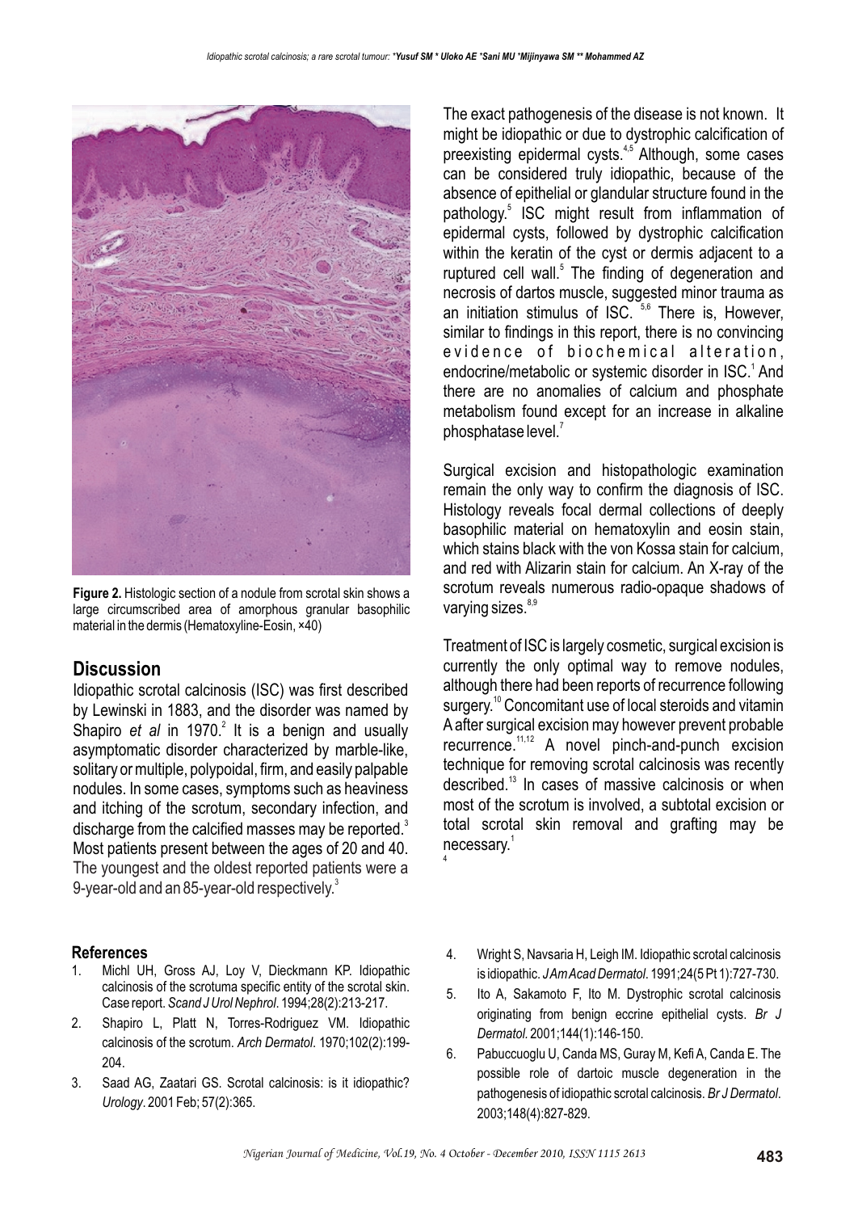**Figure 2.** Histologic section of a nodule from scrotal skin shows a large circumscribed area of amorphous granular basophilic material in the dermis (Hematoxyline-Eosin, ×40)

## Discussion

Idiopathic scrotal calcinosis (ISC) was first described by Lewinski in 1883, and the disorder was named by Shapiro *et al* in 1970.[2] It is a benign and usually asymptomatic disorder characterized by marble-like, solitary or multiple, polypoidal, firm, and easily palpable nodules. In some cases, symptoms such as heaviness and itching of the scrotum, secondary infection, and discharge from the calcified masses may be reported.[3] Most patients present between the ages of 20 and 40. The youngest and the oldest reported patients were a 9-year-old and an 85-year-old respectively.[3]

The exact pathogenesis of the disease is not known. It might be idiopathic or due to dystrophic calcification of preexisting epidermal cysts.[4,5] Although, some cases can be considered truly idiopathic, because of the absence of epithelial or glandular structure found in the pathology.[5] ISC might result from inflammation of epidermal cysts, followed by dystrophic calcification within the keratin of the cyst or dermis adjacent to a ruptured cell wall.[5] The finding of degeneration and necrosis of dartos muscle, suggested minor trauma as an initiation stimulus of ISC.[5,6] There is, However, similar to findings in this report, there is no convincing evidence of biochemical alteration, endocrine/metabolic or systemic disorder in ISC.[1] And there are no anomalies of calcium and phosphate metabolism found except for an increase in alkaline phosphatase level.[7]

Surgical excision and histopathologic examination remain the only way to confirm the diagnosis of ISC. Histology reveals focal dermal collections of deeply basophilic material on hematoxylin and eosin stain, which stains black with the von Kossa stain for calcium, and red with Alizarin stain for calcium. An X-ray of the scrotum reveals numerous radio-opaque shadows of varying sizes.[8,9]

Treatment of ISC is largely cosmetic, surgical excision is currently the only optimal way to remove nodules, although there had been reports of recurrence following surgery.[10] Concomitant use of local steroids and vitamin A after surgical excision may however prevent probable recurrence.[11,12] A novel pinch-and-punch excision technique for removing scrotal calcinosis was recently described.[13] In cases of massive calcinosis or when most of the scrotum is involved, a subtotal excision or total scrotal skin removal and grafting may be necessary.[1]

### References

1. Michl UH, Gross AJ, Loy V, Dieckmann KP. Idiopathic calcinosis of the scrotuma specific entity of the scrotal skin. Case report. *Scand J Urol Nephrol*. 1994;28(2):213-217.
2. Shapiro L, Platt N, Torres-Rodriguez VM. Idiopathic calcinosis of the scrotum. *Arch Dermatol*. 1970;102(2):199-204.
3. Saad AG, Zaatari GS. Scrotal calcinosis: is it idiopathic? *Urology*. 2001 Feb; 57(2):365.
4. Wright S, Navsaria H, Leigh IM. Idiopathic scrotal calcinosis is idiopathic. *J Am Acad Dermatol*. 1991;24(5 Pt 1):727-730.
5. Ito A, Sakamoto F, Ito M. Dystrophic scrotal calcinosis originating from benign eccrine epithelial cysts. *Br J Dermatol*. 2001;144(1):146-150.
6. Pabuccuoglu U, Canda MS, Guray M, Kefi A, Canda E. The possible role of dartoic muscle degeneration in the pathogenesis of idiopathic scrotal calcinosis. *Br J Dermatol*. 2003;148(4):827-829.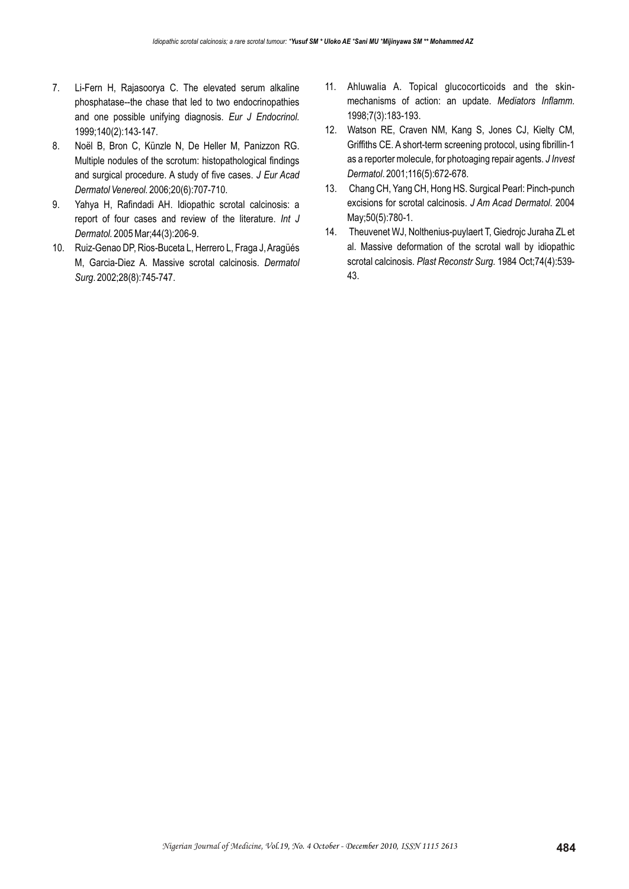7. Li-Fern H, Rajasoorya C. The elevated serum alkaline phosphatase--the chase that led to two endocrinopathies and one possible unifying diagnosis. *Eur J Endocrinol.* 1999;140(2):143-147.
8. Noël B, Bron C, Künzle N, De Heller M, Panizzon RG. Multiple nodules of the scrotum: histopathological findings and surgical procedure. A study of five cases. *J Eur Acad Dermatol Venereol.* 2006;20(6):707-710.
9. Yahya H, Rafindadi AH. Idiopathic scrotal calcinosis: a report of four cases and review of the literature. *Int J Dermatol.* 2005 Mar;44(3):206-9.
10. Ruiz-Genao DP, Rios-Buceta L, Herrero L, Fraga J, Aragüés M, Garcia-Diez A. Massive scrotal calcinosis. *Dermatol Surg.* 2002;28(8):745-747.
11. Ahluwalia A. Topical glucocorticoids and the skin-mechanisms of action: an update. *Mediators Inflamm.* 1998;7(3):183-193.
12. Watson RE, Craven NM, Kang S, Jones CJ, Kielty CM, Griffiths CE. A short-term screening protocol, using fibrillin-1 as a reporter molecule, for photoaging repair agents. *J Invest Dermatol.* 2001;116(5):672-678.
13. Chang CH, Yang CH, Hong HS. Surgical Pearl: Pinch-punch excisions for scrotal calcinosis. *J Am Acad Dermatol.* 2004 May;50(5):780-1.
14. Theuvenet WJ, Nolthenius-puylaert T, Giedrojc Juraha ZL et al. Massive deformation of the scrotal wall by idiopathic scrotal calcinosis. *Plast Reconstr Surg.* 1984 Oct;74(4):539-43.